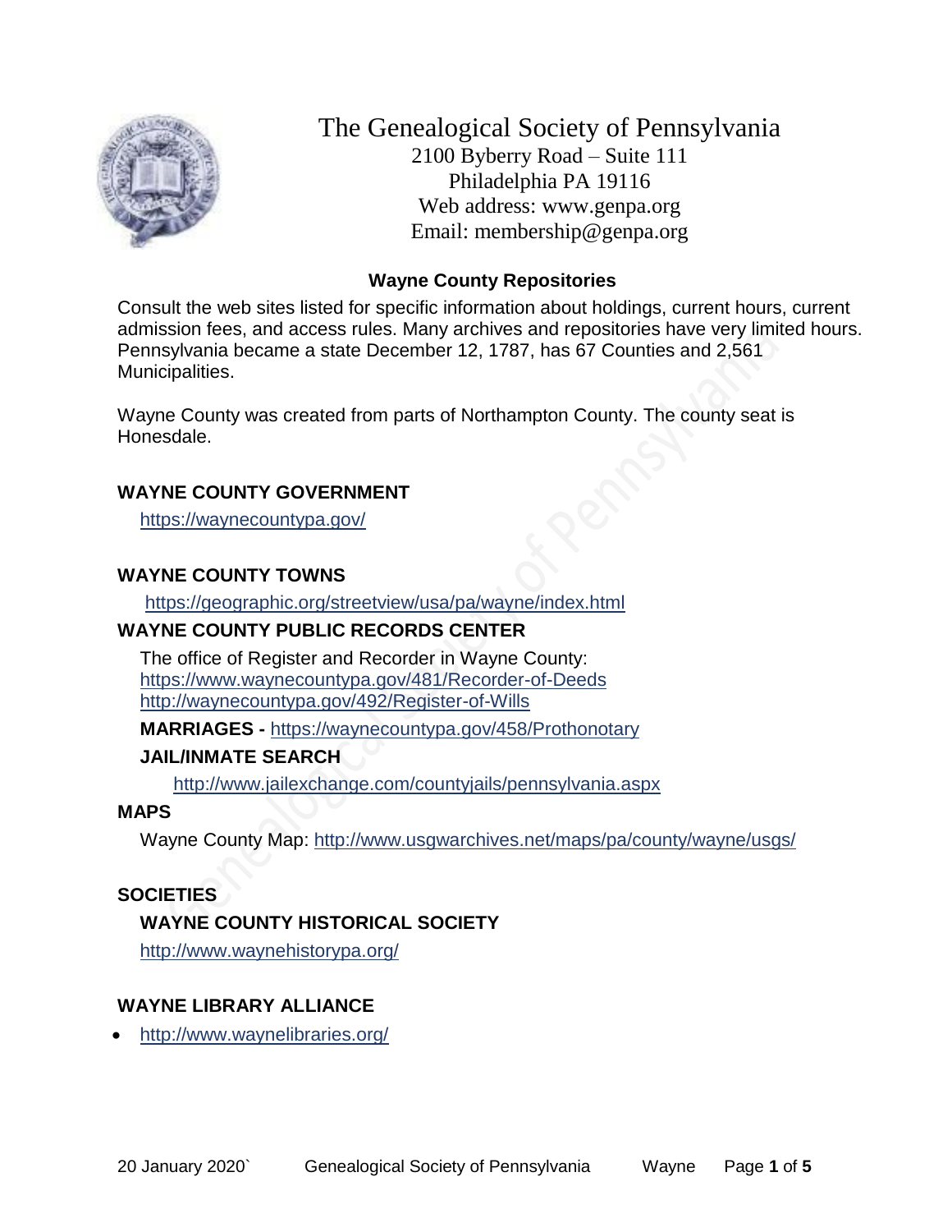# The Genealogical Society of Pennsylvania

2100 Byberry Road – Suite 111
Philadelphia PA 19116
Web address: www.genpa.org
Email: membership@genpa.org

## Wayne County Repositories

Consult the web sites listed for specific information about holdings, current hours, current admission fees, and access rules. Many archives and repositories have very limited hours. Pennsylvania became a state December 12, 1787, has 67 Counties and 2,561 Municipalities.

Wayne County was created from parts of Northampton County. The county seat is Honesdale.

### WAYNE COUNTY GOVERNMENT

https://waynecountypa.gov/

### WAYNE COUNTY TOWNS

https://geographic.org/streetview/usa/pa/wayne/index.html

### WAYNE COUNTY PUBLIC RECORDS CENTER

The office of Register and Recorder in Wayne County:
https://www.waynecountypa.gov/481/Recorder-of-Deeds
http://waynecountypa.gov/492/Register-of-Wills

**MARRIAGES -** https://waynecountypa.gov/458/Prothonotary

**JAIL/INMATE SEARCH**

http://www.jailexchange.com/countyjails/pennsylvania.aspx

### MAPS

Wayne County Map: http://www.usgwarchives.net/maps/pa/county/wayne/usgs/

### SOCIETIES

**WAYNE COUNTY HISTORICAL SOCIETY**

http://www.waynehistorypa.org/

### WAYNE LIBRARY ALLIANCE

- http://www.waynelibraries.org/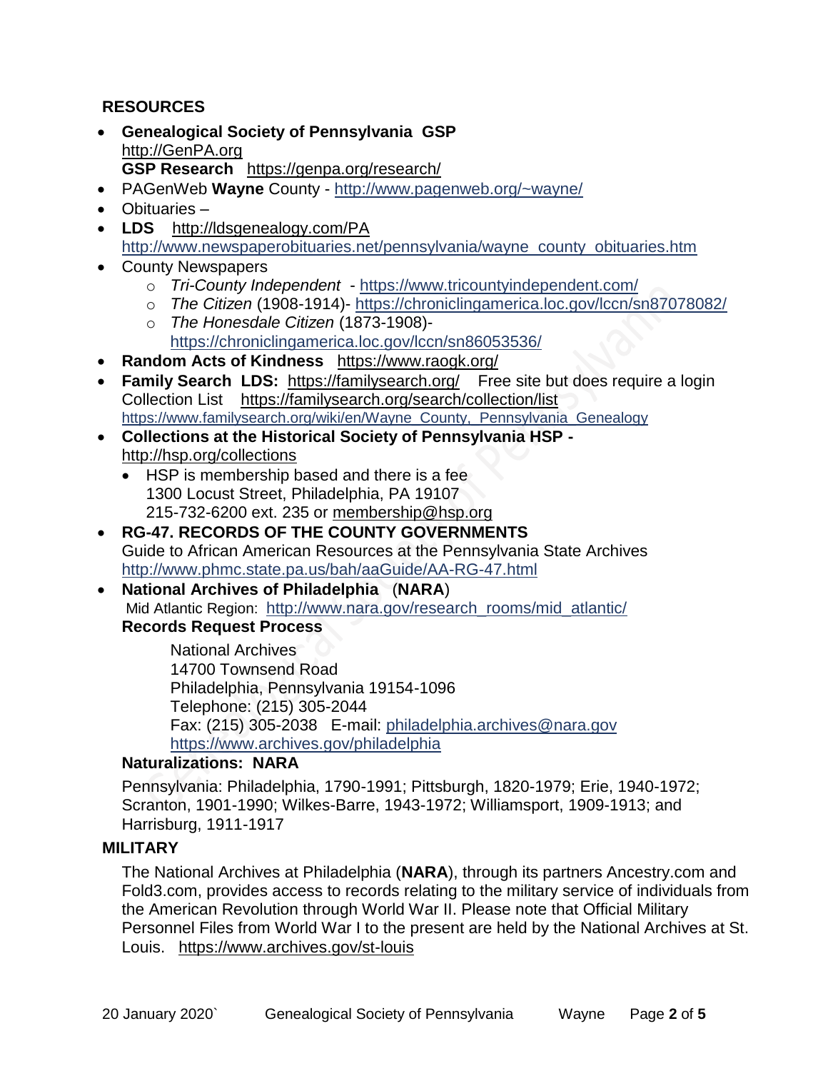## RESOURCES

- **Genealogical Society of Pennsylvania GSP** http://GenPA.org
  **GSP Research** https://genpa.org/research/
- PAGenWeb **Wayne** County - http://www.pagenweb.org/~wayne/
- Obituaries –
- **LDS** http://ldsgenealogy.com/PA
  http://www.newspaperobituaries.net/pennsylvania/wayne_county_obituaries.htm
- County Newspapers
  - *Tri-County Independent* - https://www.tricountyindependent.com/
  - *The Citizen* (1908-1914)- https://chroniclingamerica.loc.gov/lccn/sn87078082/
  - *The Honesdale Citizen* (1873-1908)- https://chroniclingamerica.loc.gov/lccn/sn86053536/
- **Random Acts of Kindness** https://www.raogk.org/
- **Family Search LDS:** https://familysearch.org/ Free site but does require a login
  Collection List https://familysearch.org/search/collection/list
  https://www.familysearch.org/wiki/en/Wayne_County,_Pennsylvania_Genealogy
- **Collections at the Historical Society of Pennsylvania HSP -** http://hsp.org/collections
  - HSP is membership based and there is a fee
    1300 Locust Street, Philadelphia, PA 19107
    215-732-6200 ext. 235 or membership@hsp.org
- **RG-47. RECORDS OF THE COUNTY GOVERNMENTS**
  Guide to African American Resources at the Pennsylvania State Archives
  http://www.phmc.state.pa.us/bah/aaGuide/AA-RG-47.html
- **National Archives of Philadelphia** (**NARA**)
  Mid Atlantic Region: http://www.nara.gov/research_rooms/mid_atlantic/
  **Records Request Process**

  National Archives
  14700 Townsend Road
  Philadelphia, Pennsylvania 19154-1096
  Telephone: (215) 305-2044
  Fax: (215) 305-2038 E-mail: philadelphia.archives@nara.gov
  https://www.archives.gov/philadelphia

  **Naturalizations: NARA**

  Pennsylvania: Philadelphia, 1790-1991; Pittsburgh, 1820-1979; Erie, 1940-1972; Scranton, 1901-1990; Wilkes-Barre, 1943-1972; Williamsport, 1909-1913; and Harrisburg, 1911-1917

## MILITARY

The National Archives at Philadelphia (**NARA**), through its partners Ancestry.com and Fold3.com, provides access to records relating to the military service of individuals from the American Revolution through World War II. Please note that Official Military Personnel Files from World War I to the present are held by the National Archives at St. Louis. https://www.archives.gov/st-louis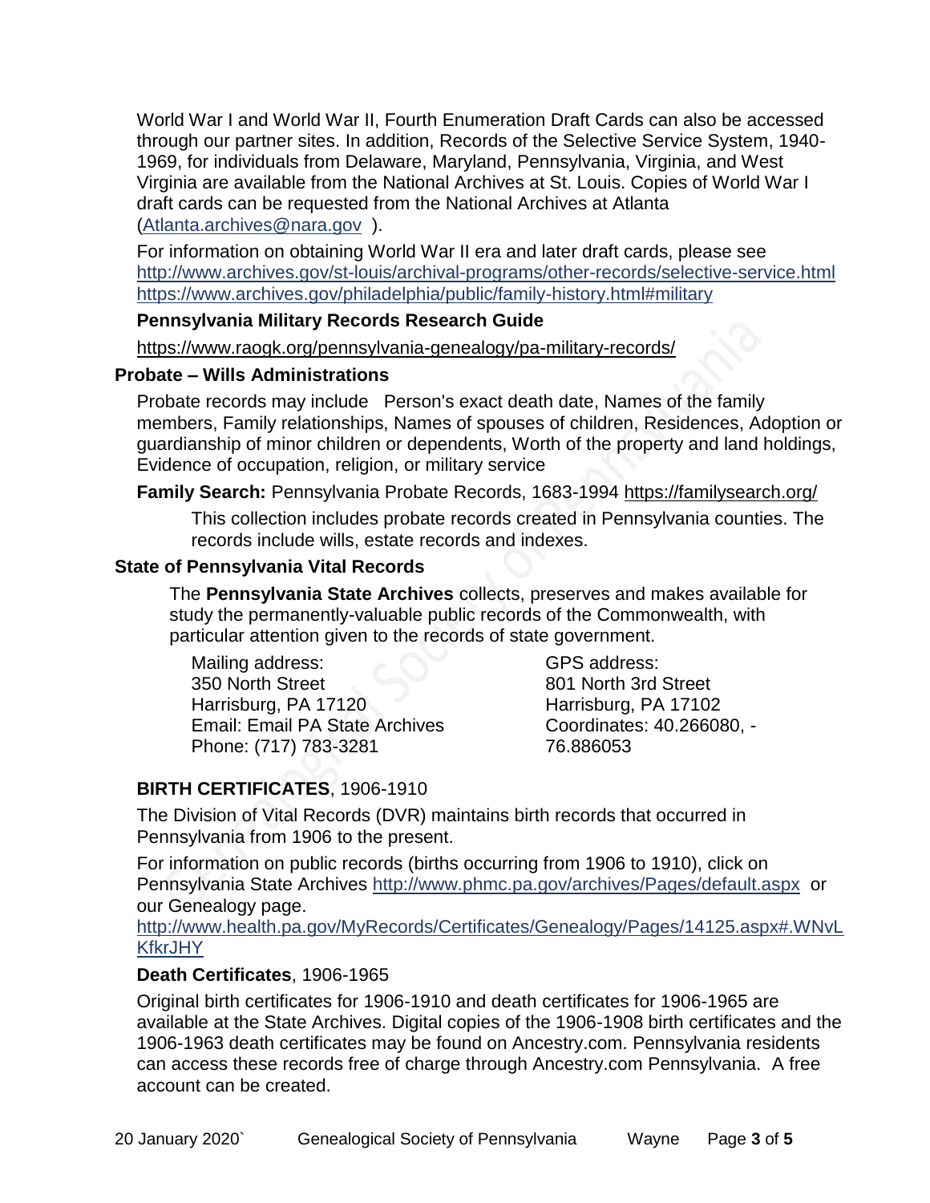World War I and World War II, Fourth Enumeration Draft Cards can also be accessed through our partner sites. In addition, Records of the Selective Service System, 1940-1969, for individuals from Delaware, Maryland, Pennsylvania, Virginia, and West Virginia are available from the National Archives at St. Louis. Copies of World War I draft cards can be requested from the National Archives at Atlanta (Atlanta.archives@nara.gov ).

For information on obtaining World War II era and later draft cards, please see http://www.archives.gov/st-louis/archival-programs/other-records/selective-service.html https://www.archives.gov/philadelphia/public/family-history.html#military

**Pennsylvania Military Records Research Guide**

https://www.raogk.org/pennsylvania-genealogy/pa-military-records/

### Probate – Wills Administrations

Probate records may include Person's exact death date, Names of the family members, Family relationships, Names of spouses of children, Residences, Adoption or guardianship of minor children or dependents, Worth of the property and land holdings, Evidence of occupation, religion, or military service

**Family Search:** Pennsylvania Probate Records, 1683-1994 https://familysearch.org/

This collection includes probate records created in Pennsylvania counties. The records include wills, estate records and indexes.

### State of Pennsylvania Vital Records

The **Pennsylvania State Archives** collects, preserves and makes available for study the permanently-valuable public records of the Commonwealth, with particular attention given to the records of state government.

Mailing address:
350 North Street
Harrisburg, PA 17120
Email: Email PA State Archives
Phone: (717) 783-3281

GPS address:
801 North 3rd Street
Harrisburg, PA 17102
Coordinates: 40.266080, -76.886053

**BIRTH CERTIFICATES**, 1906-1910

The Division of Vital Records (DVR) maintains birth records that occurred in Pennsylvania from 1906 to the present.

For information on public records (births occurring from 1906 to 1910), click on Pennsylvania State Archives http://www.phmc.pa.gov/archives/Pages/default.aspx or our Genealogy page.
http://www.health.pa.gov/MyRecords/Certificates/Genealogy/Pages/14125.aspx#.WNvLKfkrJHY

**Death Certificates**, 1906-1965

Original birth certificates for 1906-1910 and death certificates for 1906-1965 are available at the State Archives. Digital copies of the 1906-1908 birth certificates and the 1906-1963 death certificates may be found on Ancestry.com. Pennsylvania residents can access these records free of charge through Ancestry.com Pennsylvania. A free account can be created.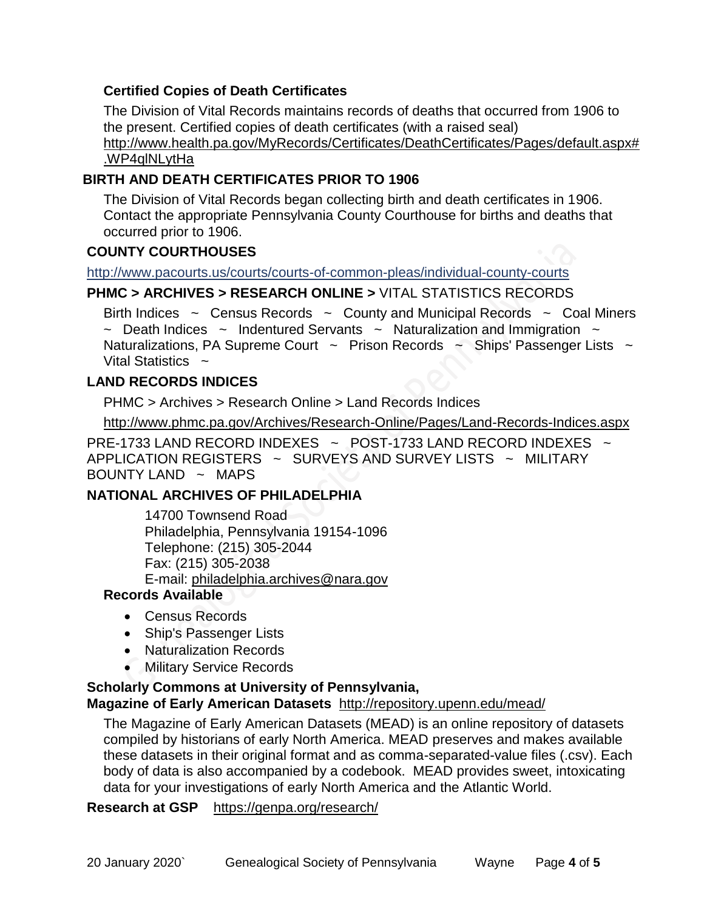### Certified Copies of Death Certificates

The Division of Vital Records maintains records of deaths that occurred from 1906 to the present. Certified copies of death certificates (with a raised seal) http://www.health.pa.gov/MyRecords/Certificates/DeathCertificates/Pages/default.aspx#.WP4qlNLytHa

## BIRTH AND DEATH CERTIFICATES PRIOR TO 1906

The Division of Vital Records began collecting birth and death certificates in 1906. Contact the appropriate Pennsylvania County Courthouse for births and deaths that occurred prior to 1906.

## COUNTY COURTHOUSES

http://www.pacourts.us/courts/courts-of-common-pleas/individual-county-courts

## PHMC > ARCHIVES > RESEARCH ONLINE > VITAL STATISTICS RECORDS

Birth Indices ~ Census Records ~ County and Municipal Records ~ Coal Miners ~ Death Indices ~ Indentured Servants ~ Naturalization and Immigration ~ Naturalizations, PA Supreme Court ~ Prison Records ~ Ships' Passenger Lists ~ Vital Statistics ~

## LAND RECORDS INDICES

PHMC > Archives > Research Online > Land Records Indices

http://www.phmc.pa.gov/Archives/Research-Online/Pages/Land-Records-Indices.aspx

PRE-1733 LAND RECORD INDEXES ~ POST-1733 LAND RECORD INDEXES ~ APPLICATION REGISTERS ~ SURVEYS AND SURVEY LISTS ~ MILITARY BOUNTY LAND ~ MAPS

## NATIONAL ARCHIVES OF PHILADELPHIA

14700 Townsend Road
Philadelphia, Pennsylvania 19154-1096
Telephone: (215) 305-2044
Fax: (215) 305-2038
E-mail: philadelphia.archives@nara.gov

### Records Available

- Census Records
- Ship's Passenger Lists
- Naturalization Records
- Military Service Records

## Scholarly Commons at University of Pennsylvania, Magazine of Early American Datasets http://repository.upenn.edu/mead/

The Magazine of Early American Datasets (MEAD) is an online repository of datasets compiled by historians of early North America. MEAD preserves and makes available these datasets in their original format and as comma-separated-value files (.csv). Each body of data is also accompanied by a codebook. MEAD provides sweet, intoxicating data for your investigations of early North America and the Atlantic World.

**Research at GSP** https://genpa.org/research/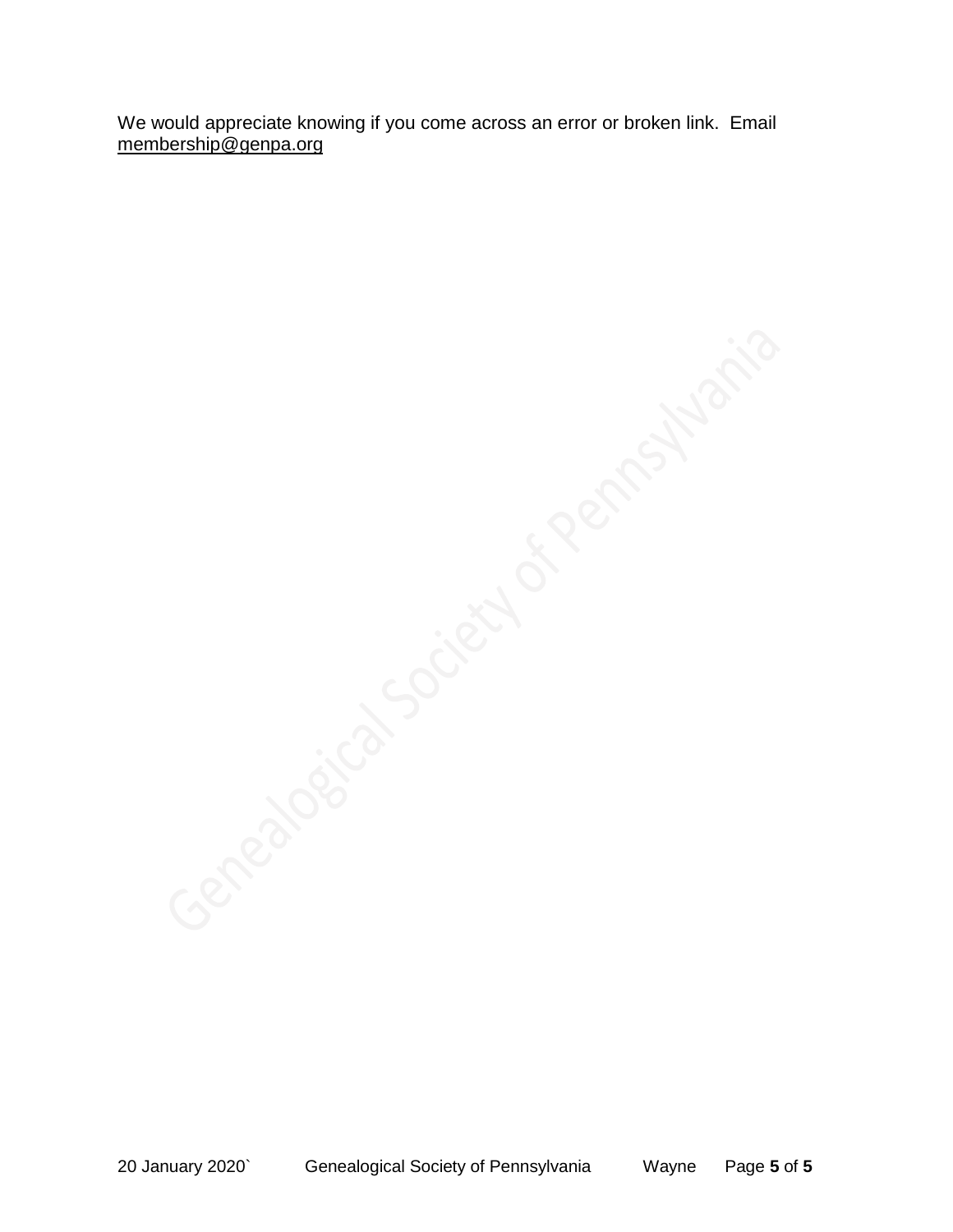We would appreciate knowing if you come across an error or broken link. Email membership@genpa.org